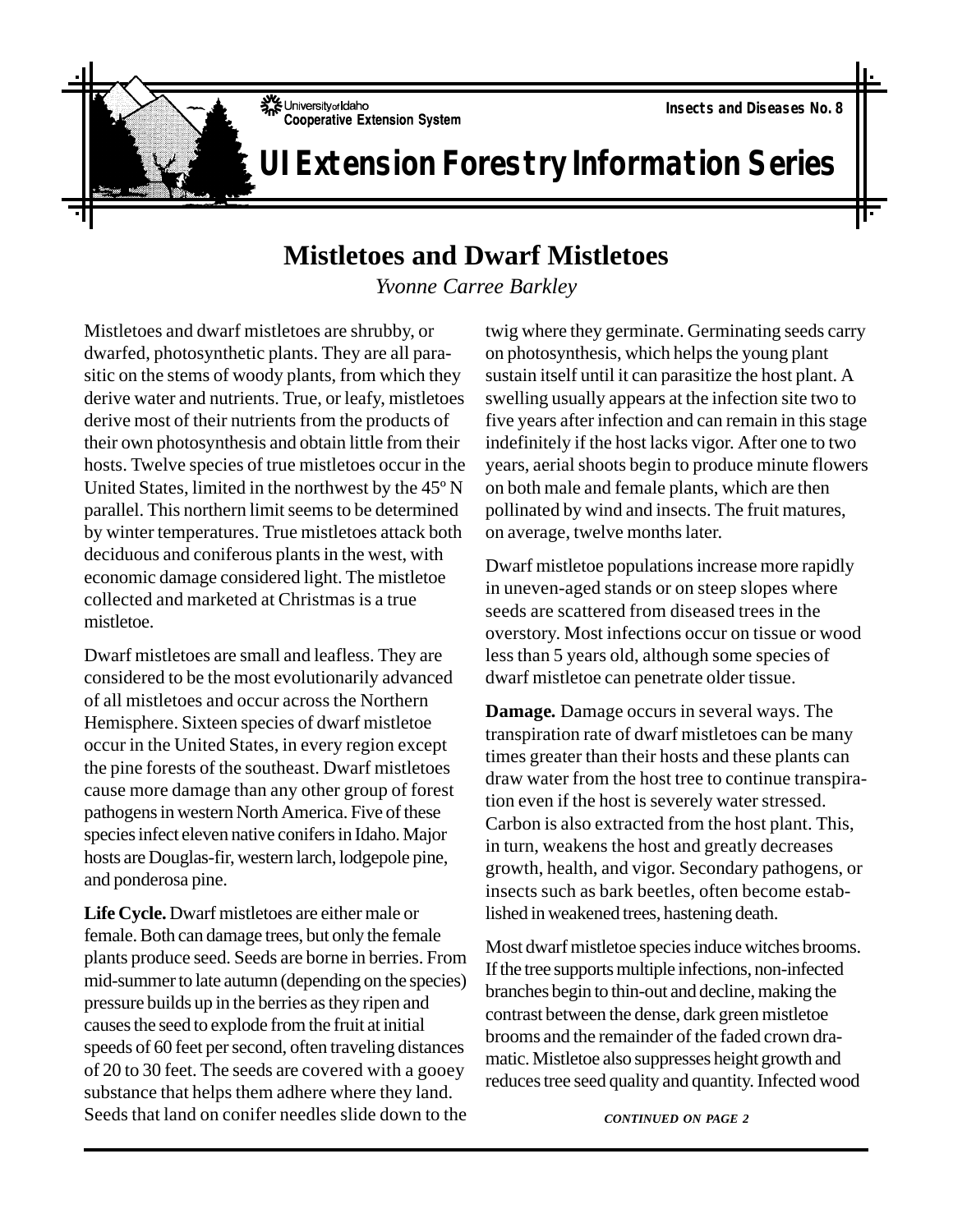University of Idaho
Cooperative Extension System

Insects and Diseases No. 8

# UI Extension Forestry Information Series

## Mistletoes and Dwarf Mistletoes

*Yvonne Carree Barkley*

Mistletoes and dwarf mistletoes are shrubby, or dwarfed, photosynthetic plants. They are all parasitic on the stems of woody plants, from which they derive water and nutrients. True, or leafy, mistletoes derive most of their nutrients from the products of their own photosynthesis and obtain little from their hosts. Twelve species of true mistletoes occur in the United States, limited in the northwest by the 45º N parallel. This northern limit seems to be determined by winter temperatures. True mistletoes attack both deciduous and coniferous plants in the west, with economic damage considered light. The mistletoe collected and marketed at Christmas is a true mistletoe.

Dwarf mistletoes are small and leafless. They are considered to be the most evolutionarily advanced of all mistletoes and occur across the Northern Hemisphere. Sixteen species of dwarf mistletoe occur in the United States, in every region except the pine forests of the southeast. Dwarf mistletoes cause more damage than any other group of forest pathogens in western North America. Five of these species infect eleven native conifers in Idaho. Major hosts are Douglas-fir, western larch, lodgepole pine, and ponderosa pine.

**Life Cycle.** Dwarf mistletoes are either male or female. Both can damage trees, but only the female plants produce seed. Seeds are borne in berries. From mid-summer to late autumn (depending on the species) pressure builds up in the berries as they ripen and causes the seed to explode from the fruit at initial speeds of 60 feet per second, often traveling distances of 20 to 30 feet. The seeds are covered with a gooey substance that helps them adhere where they land. Seeds that land on conifer needles slide down to the twig where they germinate. Germinating seeds carry on photosynthesis, which helps the young plant sustain itself until it can parasitize the host plant. A swelling usually appears at the infection site two to five years after infection and can remain in this stage indefinitely if the host lacks vigor. After one to two years, aerial shoots begin to produce minute flowers on both male and female plants, which are then pollinated by wind and insects. The fruit matures, on average, twelve months later.

Dwarf mistletoe populations increase more rapidly in uneven-aged stands or on steep slopes where seeds are scattered from diseased trees in the overstory. Most infections occur on tissue or wood less than 5 years old, although some species of dwarf mistletoe can penetrate older tissue.

**Damage.** Damage occurs in several ways. The transpiration rate of dwarf mistletoes can be many times greater than their hosts and these plants can draw water from the host tree to continue transpiration even if the host is severely water stressed. Carbon is also extracted from the host plant. This, in turn, weakens the host and greatly decreases growth, health, and vigor. Secondary pathogens, or insects such as bark beetles, often become established in weakened trees, hastening death.

Most dwarf mistletoe species induce witches brooms. If the tree supports multiple infections, non-infected branches begin to thin-out and decline, making the contrast between the dense, dark green mistletoe brooms and the remainder of the faded crown dramatic. Mistletoe also suppresses height growth and reduces tree seed quality and quantity. Infected wood

*CONTINUED ON PAGE 2*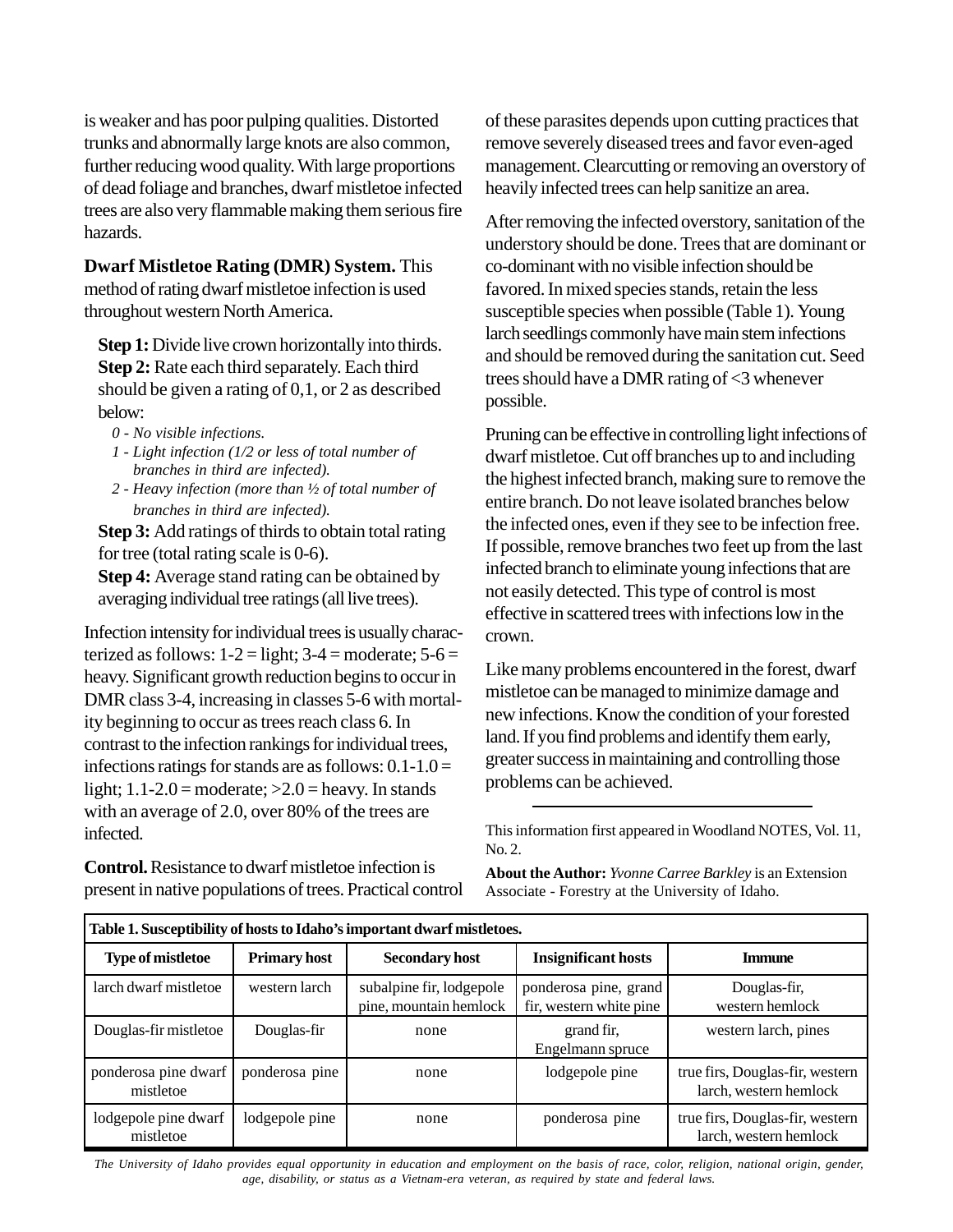is weaker and has poor pulping qualities. Distorted trunks and abnormally large knots are also common, further reducing wood quality. With large proportions of dead foliage and branches, dwarf mistletoe infected trees are also very flammable making them serious fire hazards.

**Dwarf Mistletoe Rating (DMR) System.** This method of rating dwarf mistletoe infection is used throughout western North America.

**Step 1:** Divide live crown horizontally into thirds.
**Step 2:** Rate each third separately. Each third should be given a rating of 0,1, or 2 as described below:

- *0 - No visible infections.*
- *1 - Light infection (1/2 or less of total number of branches in third are infected).*
- *2 - Heavy infection (more than ½ of total number of branches in third are infected).*

**Step 3:** Add ratings of thirds to obtain total rating for tree (total rating scale is 0-6).
**Step 4:** Average stand rating can be obtained by averaging individual tree ratings (all live trees).

Infection intensity for individual trees is usually characterized as follows: 1-2 = light; 3-4 = moderate; 5-6 = heavy. Significant growth reduction begins to occur in DMR class 3-4, increasing in classes 5-6 with mortality beginning to occur as trees reach class 6. In contrast to the infection rankings for individual trees, infections ratings for stands are as follows: 0.1-1.0 = light; 1.1-2.0 = moderate; >2.0 = heavy. In stands with an average of 2.0, over 80% of the trees are infected.

**Control.** Resistance to dwarf mistletoe infection is present in native populations of trees. Practical control of these parasites depends upon cutting practices that remove severely diseased trees and favor even-aged management. Clearcutting or removing an overstory of heavily infected trees can help sanitize an area.

After removing the infected overstory, sanitation of the understory should be done. Trees that are dominant or co-dominant with no visible infection should be favored. In mixed species stands, retain the less susceptible species when possible (Table 1). Young larch seedlings commonly have main stem infections and should be removed during the sanitation cut. Seed trees should have a DMR rating of <3 whenever possible.

Pruning can be effective in controlling light infections of dwarf mistletoe. Cut off branches up to and including the highest infected branch, making sure to remove the entire branch. Do not leave isolated branches below the infected ones, even if they see to be infection free. If possible, remove branches two feet up from the last infected branch to eliminate young infections that are not easily detected. This type of control is most effective in scattered trees with infections low in the crown.

Like many problems encountered in the forest, dwarf mistletoe can be managed to minimize damage and new infections. Know the condition of your forested land. If you find problems and identify them early, greater success in maintaining and controlling those problems can be achieved.

---

This information first appeared in Woodland NOTES, Vol. 11, No. 2.

**About the Author:** *Yvonne Carree Barkley* is an Extension Associate - Forestry at the University of Idaho.

**Table 1. Susceptibility of hosts to Idaho's important dwarf mistletoes.**

| Type of mistletoe | Primary host | Secondary host | Insignificant hosts | Immune |
|---|---|---|---|---|
| larch dwarf mistletoe | western larch | subalpine fir, lodgepole pine, mountain hemlock | ponderosa pine, grand fir, western white pine | Douglas-fir, western hemlock |
| Douglas-fir mistletoe | Douglas-fir | none | grand fir, Engelmann spruce | western larch, pines |
| ponderosa pine dwarf mistletoe | ponderosa pine | none | lodgepole pine | true firs, Douglas-fir, western larch, western hemlock |
| lodgepole pine dwarf mistletoe | lodgepole pine | none | ponderosa pine | true firs, Douglas-fir, western larch, western hemlock |

*The University of Idaho provides equal opportunity in education and employment on the basis of race, color, religion, national origin, gender, age, disability, or status as a Vietnam-era veteran, as required by state and federal laws.*